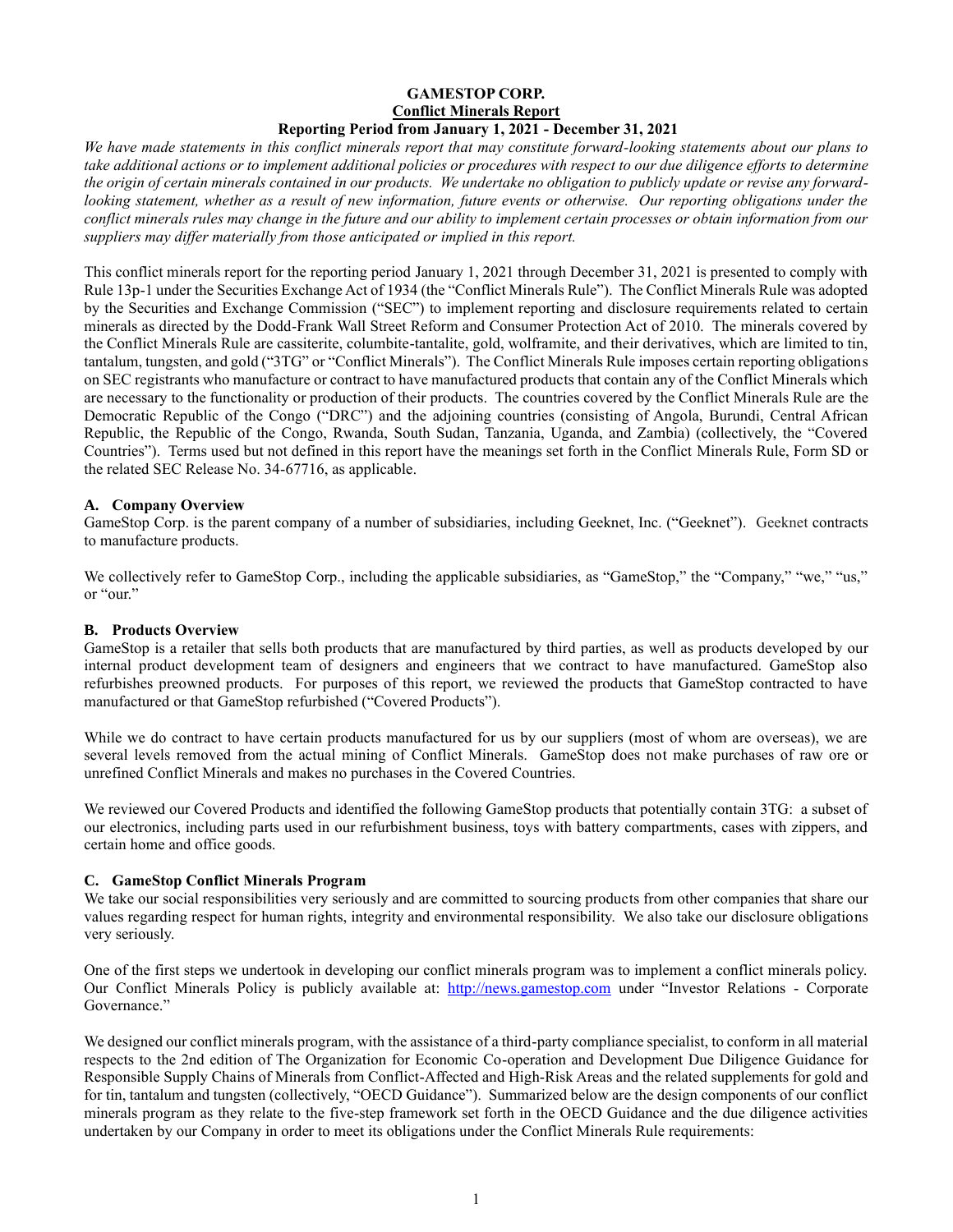# GAMESTOP CORP.
## Conflict Minerals Report
### Reporting Period from January 1, 2021 - December 31, 2021

*We have made statements in this conflict minerals report that may constitute forward-looking statements about our plans to take additional actions or to implement additional policies or procedures with respect to our due diligence efforts to determine the origin of certain minerals contained in our products. We undertake no obligation to publicly update or revise any forward-looking statement, whether as a result of new information, future events or otherwise. Our reporting obligations under the conflict minerals rules may change in the future and our ability to implement certain processes or obtain information from our suppliers may differ materially from those anticipated or implied in this report.*

This conflict minerals report for the reporting period January 1, 2021 through December 31, 2021 is presented to comply with Rule 13p-1 under the Securities Exchange Act of 1934 (the "Conflict Minerals Rule"). The Conflict Minerals Rule was adopted by the Securities and Exchange Commission ("SEC") to implement reporting and disclosure requirements related to certain minerals as directed by the Dodd-Frank Wall Street Reform and Consumer Protection Act of 2010. The minerals covered by the Conflict Minerals Rule are cassiterite, columbite-tantalite, gold, wolframite, and their derivatives, which are limited to tin, tantalum, tungsten, and gold ("3TG" or "Conflict Minerals"). The Conflict Minerals Rule imposes certain reporting obligations on SEC registrants who manufacture or contract to have manufactured products that contain any of the Conflict Minerals which are necessary to the functionality or production of their products. The countries covered by the Conflict Minerals Rule are the Democratic Republic of the Congo ("DRC") and the adjoining countries (consisting of Angola, Burundi, Central African Republic, the Republic of the Congo, Rwanda, South Sudan, Tanzania, Uganda, and Zambia) (collectively, the "Covered Countries"). Terms used but not defined in this report have the meanings set forth in the Conflict Minerals Rule, Form SD or the related SEC Release No. 34-67716, as applicable.

**A. Company Overview**

GameStop Corp. is the parent company of a number of subsidiaries, including Geeknet, Inc. ("Geeknet"). Geeknet contracts to manufacture products.

We collectively refer to GameStop Corp., including the applicable subsidiaries, as "GameStop," the "Company," "we," "us," or "our."

**B. Products Overview**

GameStop is a retailer that sells both products that are manufactured by third parties, as well as products developed by our internal product development team of designers and engineers that we contract to have manufactured. GameStop also refurbishes preowned products. For purposes of this report, we reviewed the products that GameStop contracted to have manufactured or that GameStop refurbished ("Covered Products").

While we do contract to have certain products manufactured for us by our suppliers (most of whom are overseas), we are several levels removed from the actual mining of Conflict Minerals. GameStop does not make purchases of raw ore or unrefined Conflict Minerals and makes no purchases in the Covered Countries.

We reviewed our Covered Products and identified the following GameStop products that potentially contain 3TG: a subset of our electronics, including parts used in our refurbishment business, toys with battery compartments, cases with zippers, and certain home and office goods.

**C. GameStop Conflict Minerals Program**

We take our social responsibilities very seriously and are committed to sourcing products from other companies that share our values regarding respect for human rights, integrity and environmental responsibility. We also take our disclosure obligations very seriously.

One of the first steps we undertook in developing our conflict minerals program was to implement a conflict minerals policy. Our Conflict Minerals Policy is publicly available at: [http://news.gamestop.com](http://news.gamestop.com) under "Investor Relations - Corporate Governance."

We designed our conflict minerals program, with the assistance of a third-party compliance specialist, to conform in all material respects to the 2nd edition of The Organization for Economic Co-operation and Development Due Diligence Guidance for Responsible Supply Chains of Minerals from Conflict-Affected and High-Risk Areas and the related supplements for gold and for tin, tantalum and tungsten (collectively, "OECD Guidance"). Summarized below are the design components of our conflict minerals program as they relate to the five-step framework set forth in the OECD Guidance and the due diligence activities undertaken by our Company in order to meet its obligations under the Conflict Minerals Rule requirements: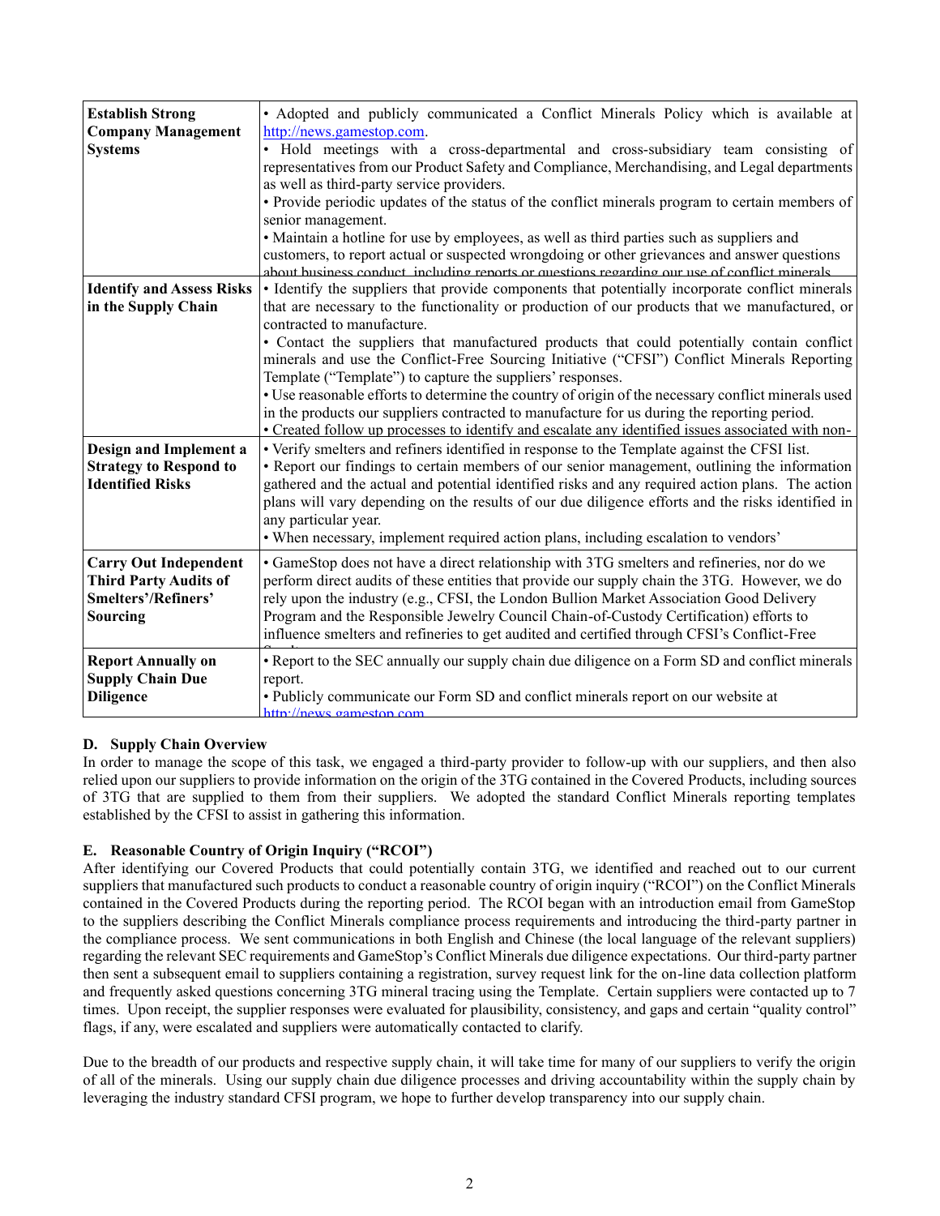| **Establish Strong Company Management Systems** | • Adopted and publicly communicated a Conflict Minerals Policy which is available at http://news.gamestop.com.<br>• Hold meetings with a cross-departmental and cross-subsidiary team consisting of representatives from our Product Safety and Compliance, Merchandising, and Legal departments as well as third-party service providers.<br>• Provide periodic updates of the status of the conflict minerals program to certain members of senior management.<br>• Maintain a hotline for use by employees, as well as third parties such as suppliers and customers, to report actual or suspected wrongdoing or other grievances and answer questions about business conduct, including reports or questions regarding our use of conflict minerals. |
|---|---|
| **Identify and Assess Risks in the Supply Chain** | • Identify the suppliers that provide components that potentially incorporate conflict minerals that are necessary to the functionality or production of our products that we manufactured, or contracted to manufacture.<br>• Contact the suppliers that manufactured products that could potentially contain conflict minerals and use the Conflict-Free Sourcing Initiative ("CFSI") Conflict Minerals Reporting Template ("Template") to capture the suppliers' responses.<br>• Use reasonable efforts to determine the country of origin of the necessary conflict minerals used in the products our suppliers contracted to manufacture for us during the reporting period.<br>• Created follow up processes to identify and escalate any identified issues associated with non- |
| **Design and Implement a Strategy to Respond to Identified Risks** | • Verify smelters and refiners identified in response to the Template against the CFSI list.<br>• Report our findings to certain members of our senior management, outlining the information gathered and the actual and potential identified risks and any required action plans. The action plans will vary depending on the results of our due diligence efforts and the risks identified in any particular year.<br>• When necessary, implement required action plans, including escalation to vendors' |
| **Carry Out Independent Third Party Audits of Smelters'/Refiners' Sourcing** | • GameStop does not have a direct relationship with 3TG smelters and refineries, nor do we perform direct audits of these entities that provide our supply chain the 3TG. However, we do rely upon the industry (e.g., CFSI, the London Bullion Market Association Good Delivery Program and the Responsible Jewelry Council Chain-of-Custody Certification) efforts to influence smelters and refineries to get audited and certified through CFSI's Conflict-Free |
| **Report Annually on Supply Chain Due Diligence** | • Report to the SEC annually our supply chain due diligence on a Form SD and conflict minerals report.<br>• Publicly communicate our Form SD and conflict minerals report on our website at http://news.gamestop.com. |

### D. Supply Chain Overview

In order to manage the scope of this task, we engaged a third-party provider to follow-up with our suppliers, and then also relied upon our suppliers to provide information on the origin of the 3TG contained in the Covered Products, including sources of 3TG that are supplied to them from their suppliers. We adopted the standard Conflict Minerals reporting templates established by the CFSI to assist in gathering this information.

### E. Reasonable Country of Origin Inquiry ("RCOI")

After identifying our Covered Products that could potentially contain 3TG, we identified and reached out to our current suppliers that manufactured such products to conduct a reasonable country of origin inquiry ("RCOI") on the Conflict Minerals contained in the Covered Products during the reporting period. The RCOI began with an introduction email from GameStop to the suppliers describing the Conflict Minerals compliance process requirements and introducing the third-party partner in the compliance process. We sent communications in both English and Chinese (the local language of the relevant suppliers) regarding the relevant SEC requirements and GameStop's Conflict Minerals due diligence expectations. Our third-party partner then sent a subsequent email to suppliers containing a registration, survey request link for the on-line data collection platform and frequently asked questions concerning 3TG mineral tracing using the Template. Certain suppliers were contacted up to 7 times. Upon receipt, the supplier responses were evaluated for plausibility, consistency, and gaps and certain "quality control" flags, if any, were escalated and suppliers were automatically contacted to clarify.

Due to the breadth of our products and respective supply chain, it will take time for many of our suppliers to verify the origin of all of the minerals. Using our supply chain due diligence processes and driving accountability within the supply chain by leveraging the industry standard CFSI program, we hope to further develop transparency into our supply chain.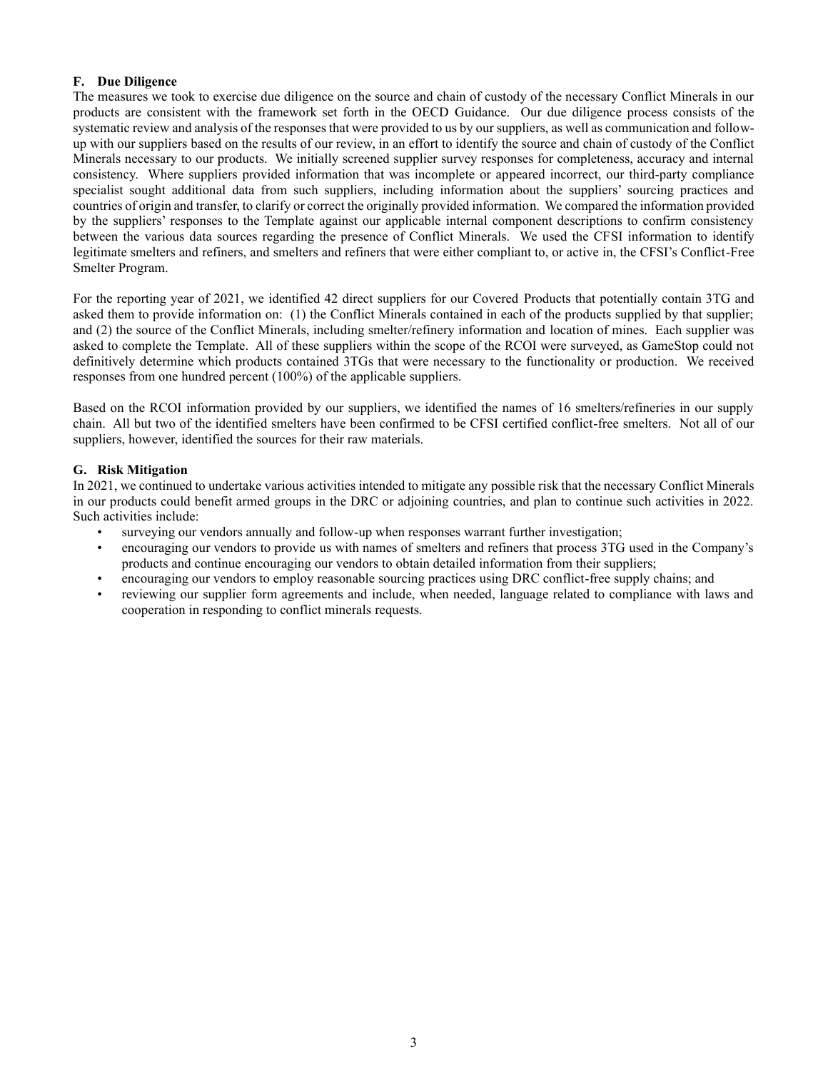### F. Due Diligence

The measures we took to exercise due diligence on the source and chain of custody of the necessary Conflict Minerals in our products are consistent with the framework set forth in the OECD Guidance. Our due diligence process consists of the systematic review and analysis of the responses that were provided to us by our suppliers, as well as communication and follow-up with our suppliers based on the results of our review, in an effort to identify the source and chain of custody of the Conflict Minerals necessary to our products. We initially screened supplier survey responses for completeness, accuracy and internal consistency. Where suppliers provided information that was incomplete or appeared incorrect, our third-party compliance specialist sought additional data from such suppliers, including information about the suppliers' sourcing practices and countries of origin and transfer, to clarify or correct the originally provided information. We compared the information provided by the suppliers' responses to the Template against our applicable internal component descriptions to confirm consistency between the various data sources regarding the presence of Conflict Minerals. We used the CFSI information to identify legitimate smelters and refiners, and smelters and refiners that were either compliant to, or active in, the CFSI's Conflict-Free Smelter Program.

For the reporting year of 2021, we identified 42 direct suppliers for our Covered Products that potentially contain 3TG and asked them to provide information on: (1) the Conflict Minerals contained in each of the products supplied by that supplier; and (2) the source of the Conflict Minerals, including smelter/refinery information and location of mines. Each supplier was asked to complete the Template. All of these suppliers within the scope of the RCOI were surveyed, as GameStop could not definitively determine which products contained 3TGs that were necessary to the functionality or production. We received responses from one hundred percent (100%) of the applicable suppliers.

Based on the RCOI information provided by our suppliers, we identified the names of 16 smelters/refineries in our supply chain. All but two of the identified smelters have been confirmed to be CFSI certified conflict-free smelters. Not all of our suppliers, however, identified the sources for their raw materials.

### G. Risk Mitigation

In 2021, we continued to undertake various activities intended to mitigate any possible risk that the necessary Conflict Minerals in our products could benefit armed groups in the DRC or adjoining countries, and plan to continue such activities in 2022. Such activities include:

- surveying our vendors annually and follow-up when responses warrant further investigation;
- encouraging our vendors to provide us with names of smelters and refiners that process 3TG used in the Company's products and continue encouraging our vendors to obtain detailed information from their suppliers;
- encouraging our vendors to employ reasonable sourcing practices using DRC conflict-free supply chains; and
- reviewing our supplier form agreements and include, when needed, language related to compliance with laws and cooperation in responding to conflict minerals requests.